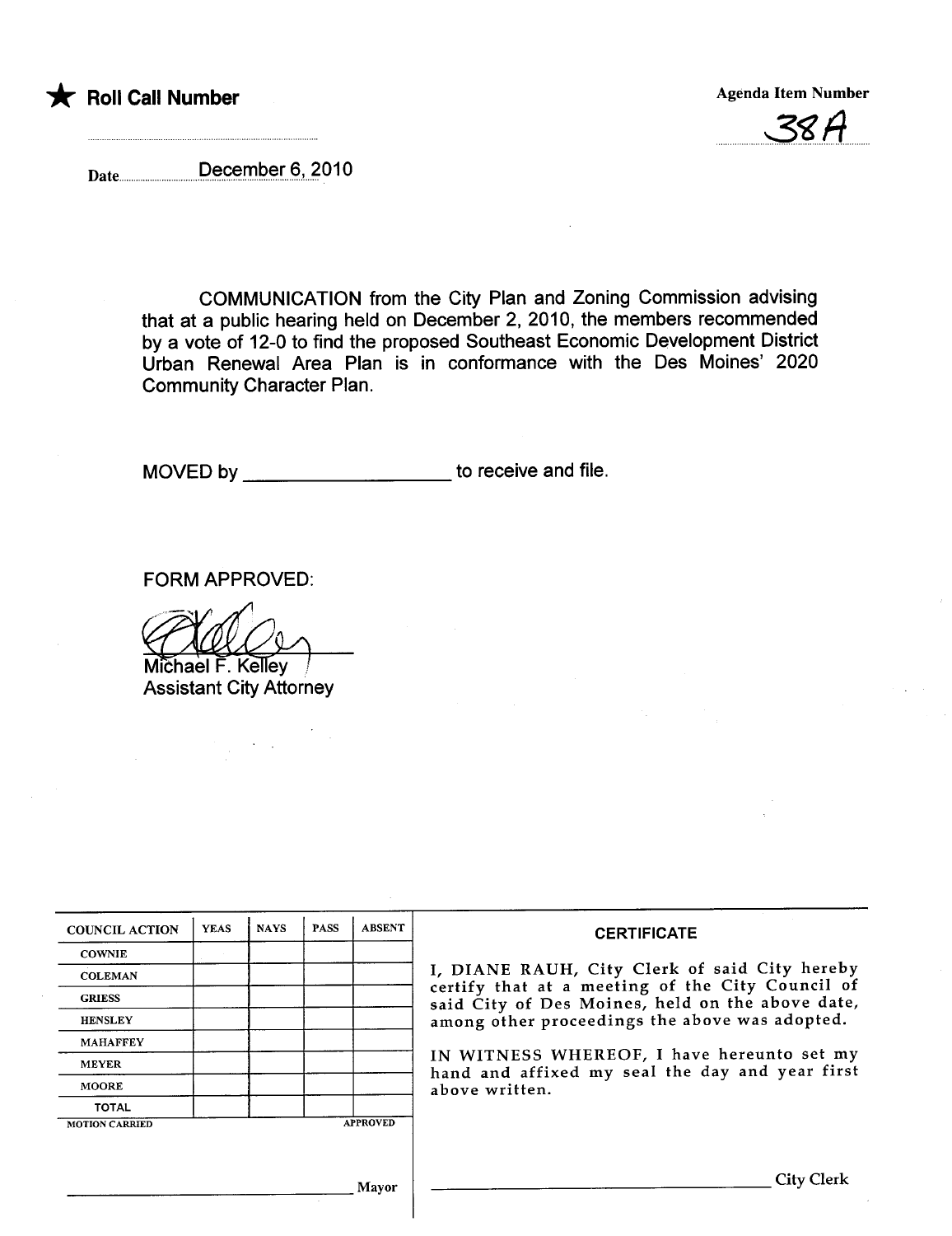★ **Roll Call Number**

Agenda Item Number

38A

Date December 6, 2010

COMMUNICATION from the City Plan and Zoning Commission advising that at a public hearing held on December 2, 2010, the members recommended by a vote of 12-0 to find the proposed Southeast Economic Development District Urban Renewal Area Plan is in conformance with the Des Moines' 2020 Community Character Plan.

MOVED by ____________________ to receive and file.

FORM APPROVED:

Michael F. Kelley
Assistant City Attorney

| COUNCIL ACTION | YEAS | NAYS | PASS | ABSENT |
|---|---|---|---|---|
| COWNIE | | | | |
| COLEMAN | | | | |
| GRIESS | | | | |
| HENSLEY | | | | |
| MAHAFFEY | | | | |
| MEYER | | | | |
| MOORE | | | | |
| TOTAL | | | | |
| MOTION CARRIED | | | | APPROVED |

______________________________ Mayor

**CERTIFICATE**

I, DIANE RAUH, City Clerk of said City hereby certify that at a meeting of the City Council of said City of Des Moines, held on the above date, among other proceedings the above was adopted.

IN WITNESS WHEREOF, I have hereunto set my hand and affixed my seal the day and year first above written.

______________________________ City Clerk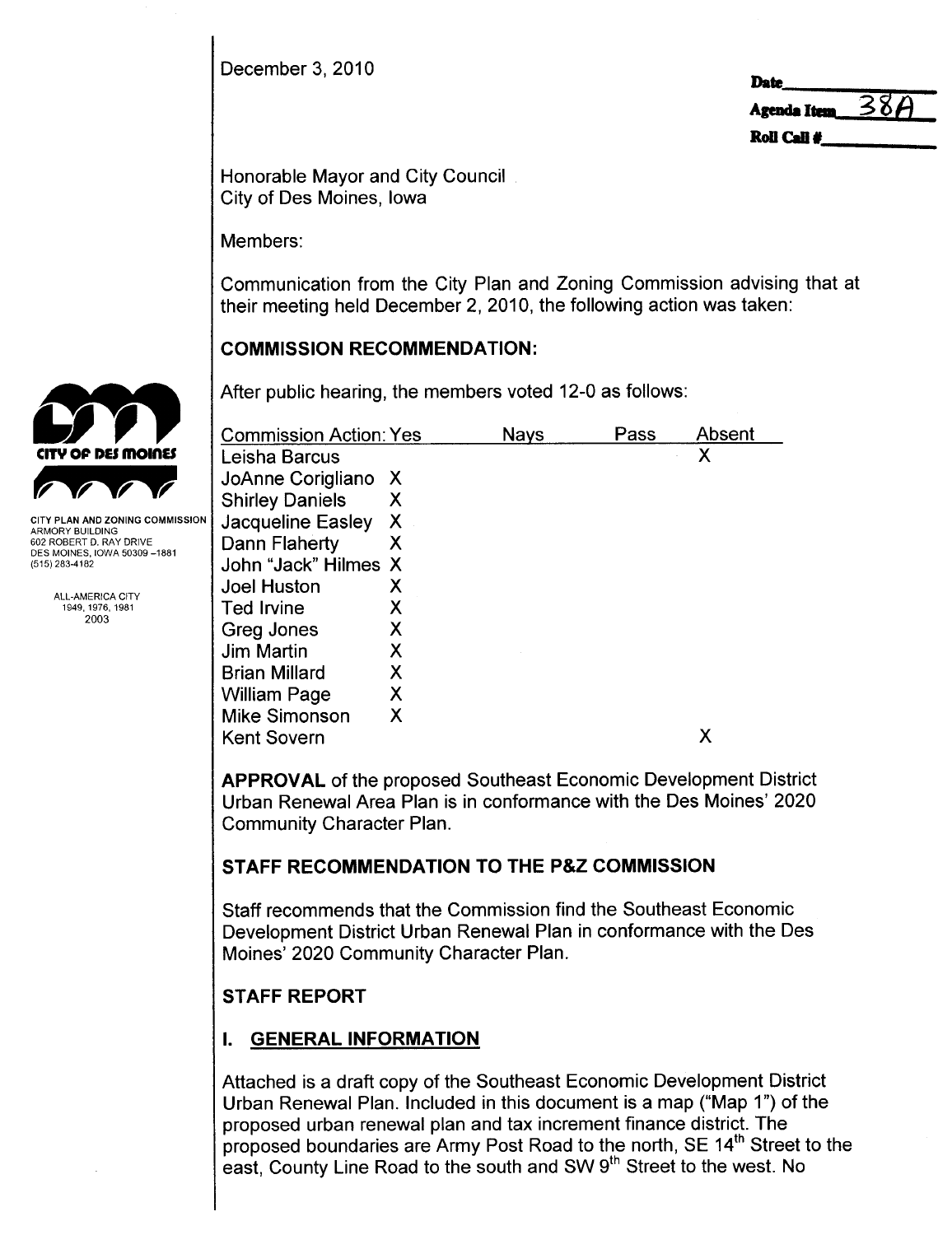December 3, 2010

| Date | |
|---|---|
| Agenda Item | 38A |
| Roll Call # | |

CITY PLAN AND ZONING COMMISSION
ARMORY BUILDING
602 ROBERT D. RAY DRIVE
DES MOINES, IOWA 50309-1881
(515) 283-4182

ALL-AMERICA CITY
1949, 1976, 1981
2003

Honorable Mayor and City Council
City of Des Moines, Iowa

Members:

Communication from the City Plan and Zoning Commission advising that at their meeting held December 2, 2010, the following action was taken:

## COMMISSION RECOMMENDATION:

After public hearing, the members voted 12-0 as follows:

| Commission Action: | Yes | Nays | Pass | Absent |
|---|---|---|---|---|
| Leisha Barcus | | | | X |
| JoAnne Corigliano | X | | | |
| Shirley Daniels | X | | | |
| Jacqueline Easley | X | | | |
| Dann Flaherty | X | | | |
| John "Jack" Hilmes | X | | | |
| Joel Huston | X | | | |
| Ted Irvine | X | | | |
| Greg Jones | X | | | |
| Jim Martin | X | | | |
| Brian Millard | X | | | |
| William Page | X | | | |
| Mike Simonson | X | | | |
| Kent Sovern | | | | X |

**APPROVAL** of the proposed Southeast Economic Development District Urban Renewal Area Plan is in conformance with the Des Moines' 2020 Community Character Plan.

## STAFF RECOMMENDATION TO THE P&Z COMMISSION

Staff recommends that the Commission find the Southeast Economic Development District Urban Renewal Plan in conformance with the Des Moines' 2020 Community Character Plan.

## STAFF REPORT

## I. GENERAL INFORMATION

Attached is a draft copy of the Southeast Economic Development District Urban Renewal Plan. Included in this document is a map ("Map 1") of the proposed urban renewal plan and tax increment finance district. The proposed boundaries are Army Post Road to the north, SE 14th Street to the east, County Line Road to the south and SW 9th Street to the west. No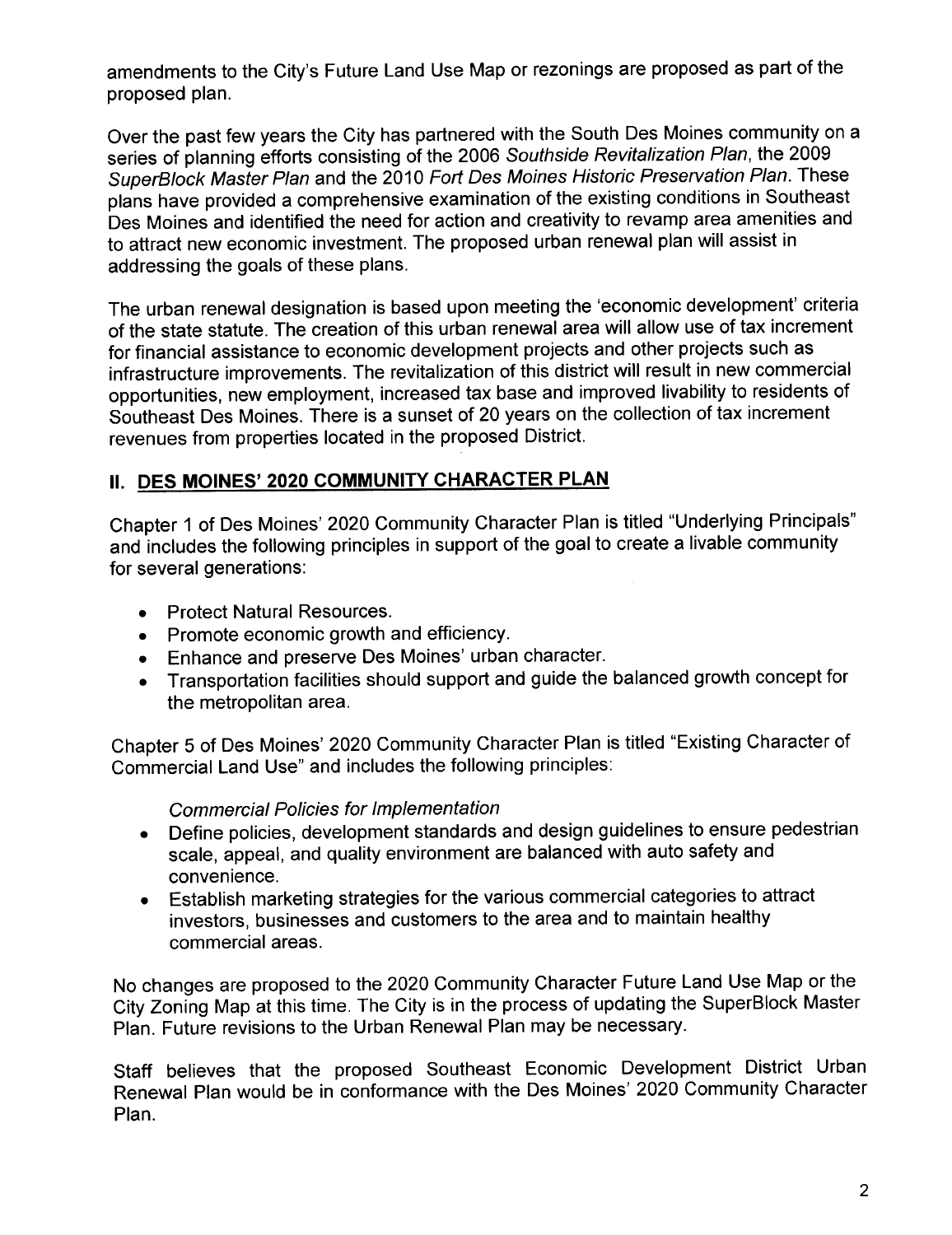amendments to the City's Future Land Use Map or rezonings are proposed as part of the proposed plan.

Over the past few years the City has partnered with the South Des Moines community on a series of planning efforts consisting of the 2006 *Southside Revitalization Plan*, the 2009 *SuperBlock Master Plan* and the 2010 *Fort Des Moines Historic Preservation Plan*. These plans have provided a comprehensive examination of the existing conditions in Southeast Des Moines and identified the need for action and creativity to revamp area amenities and to attract new economic investment. The proposed urban renewal plan will assist in addressing the goals of these plans.

The urban renewal designation is based upon meeting the 'economic development' criteria of the state statute. The creation of this urban renewal area will allow use of tax increment for financial assistance to economic development projects and other projects such as infrastructure improvements. The revitalization of this district will result in new commercial opportunities, new employment, increased tax base and improved livability to residents of Southeast Des Moines. There is a sunset of 20 years on the collection of tax increment revenues from properties located in the proposed District.

## II. DES MOINES' 2020 COMMUNITY CHARACTER PLAN

Chapter 1 of Des Moines' 2020 Community Character Plan is titled "Underlying Principals" and includes the following principles in support of the goal to create a livable community for several generations:

- Protect Natural Resources.
- Promote economic growth and efficiency.
- Enhance and preserve Des Moines' urban character.
- Transportation facilities should support and guide the balanced growth concept for the metropolitan area.

Chapter 5 of Des Moines' 2020 Community Character Plan is titled "Existing Character of Commercial Land Use" and includes the following principles:

*Commercial Policies for Implementation*

- Define policies, development standards and design guidelines to ensure pedestrian scale, appeal, and quality environment are balanced with auto safety and convenience.
- Establish marketing strategies for the various commercial categories to attract investors, businesses and customers to the area and to maintain healthy commercial areas.

No changes are proposed to the 2020 Community Character Future Land Use Map or the City Zoning Map at this time. The City is in the process of updating the SuperBlock Master Plan. Future revisions to the Urban Renewal Plan may be necessary.

Staff believes that the proposed Southeast Economic Development District Urban Renewal Plan would be in conformance with the Des Moines' 2020 Community Character Plan.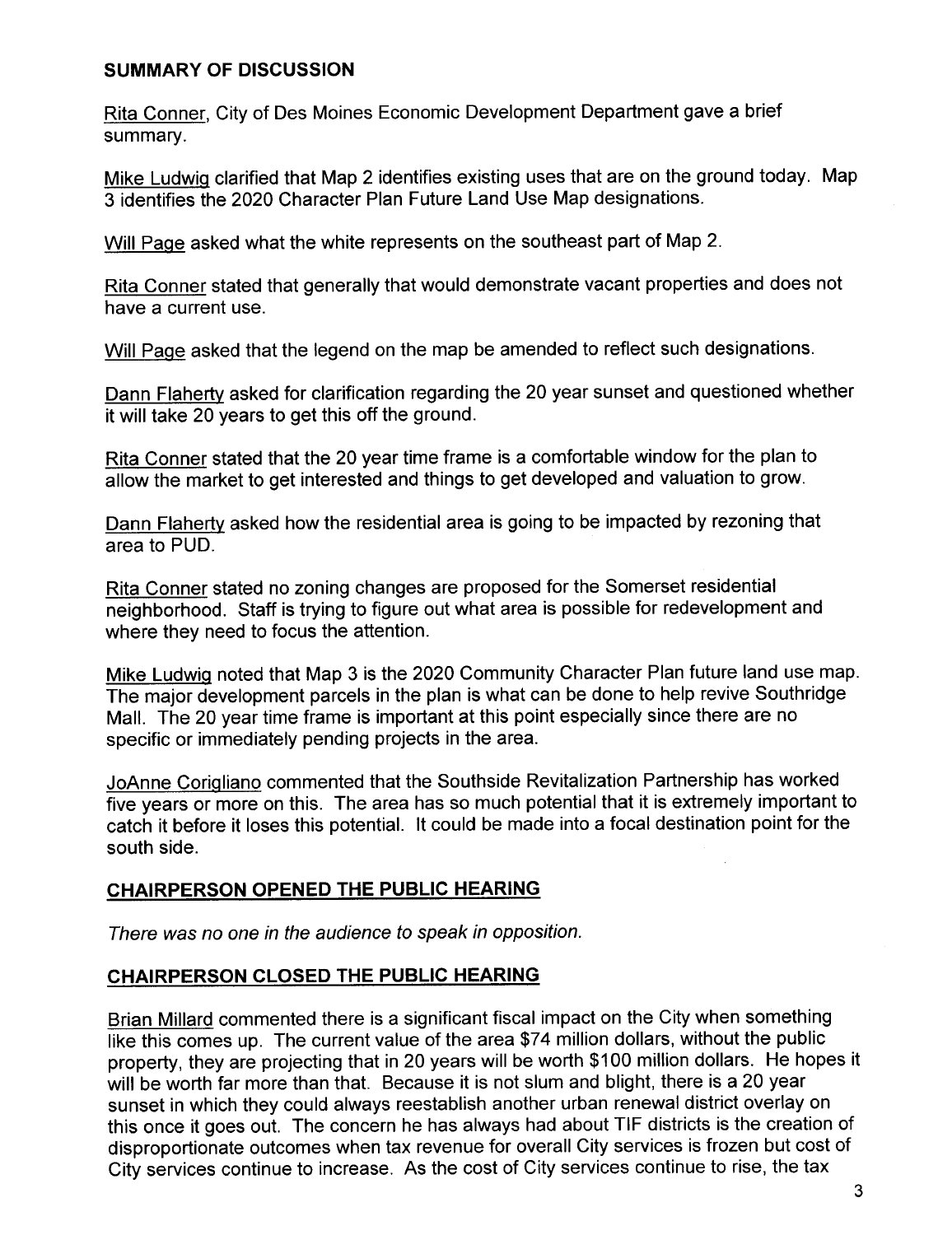**SUMMARY OF DISCUSSION**

Rita Conner, City of Des Moines Economic Development Department gave a brief summary.

Mike Ludwig clarified that Map 2 identifies existing uses that are on the ground today. Map 3 identifies the 2020 Character Plan Future Land Use Map designations.

Will Page asked what the white represents on the southeast part of Map 2.

Rita Conner stated that generally that would demonstrate vacant properties and does not have a current use.

Will Page asked that the legend on the map be amended to reflect such designations.

Dann Flaherty asked for clarification regarding the 20 year sunset and questioned whether it will take 20 years to get this off the ground.

Rita Conner stated that the 20 year time frame is a comfortable window for the plan to allow the market to get interested and things to get developed and valuation to grow.

Dann Flaherty asked how the residential area is going to be impacted by rezoning that area to PUD.

Rita Conner stated no zoning changes are proposed for the Somerset residential neighborhood. Staff is trying to figure out what area is possible for redevelopment and where they need to focus the attention.

Mike Ludwig noted that Map 3 is the 2020 Community Character Plan future land use map. The major development parcels in the plan is what can be done to help revive Southridge Mall. The 20 year time frame is important at this point especially since there are no specific or immediately pending projects in the area.

JoAnne Corigliano commented that the Southside Revitalization Partnership has worked five years or more on this. The area has so much potential that it is extremely important to catch it before it loses this potential. It could be made into a focal destination point for the south side.

**CHAIRPERSON OPENED THE PUBLIC HEARING**

*There was no one in the audience to speak in opposition.*

**CHAIRPERSON CLOSED THE PUBLIC HEARING**

Brian Millard commented there is a significant fiscal impact on the City when something like this comes up. The current value of the area $74 million dollars, without the public property, they are projecting that in 20 years will be worth $100 million dollars. He hopes it will be worth far more than that. Because it is not slum and blight, there is a 20 year sunset in which they could always reestablish another urban renewal district overlay on this once it goes out. The concern he has always had about TIF districts is the creation of disproportionate outcomes when tax revenue for overall City services is frozen but cost of City services continue to increase. As the cost of City services continue to rise, the tax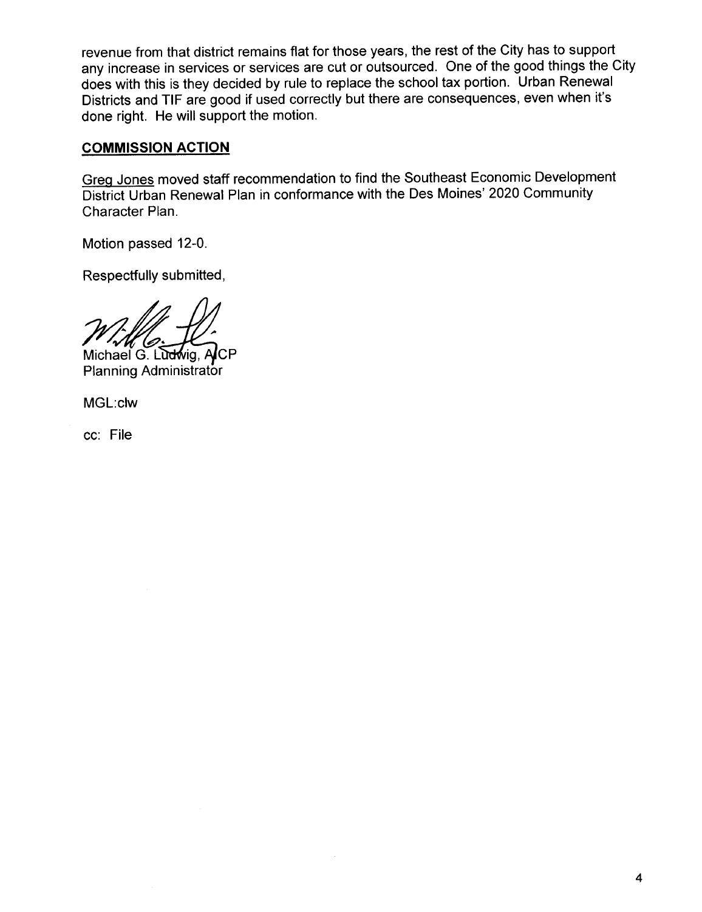revenue from that district remains flat for those years, the rest of the City has to support any increase in services or services are cut or outsourced. One of the good things the City does with this is they decided by rule to replace the school tax portion. Urban Renewal Districts and TIF are good if used correctly but there are consequences, even when it's done right. He will support the motion.

**COMMISSION ACTION**

Greg Jones moved staff recommendation to find the Southeast Economic Development District Urban Renewal Plan in conformance with the Des Moines' 2020 Community Character Plan.

Motion passed 12-0.

Respectfully submitted,

Michael G. Ludwig, AICP
Planning Administrator

MGL:clw

cc: File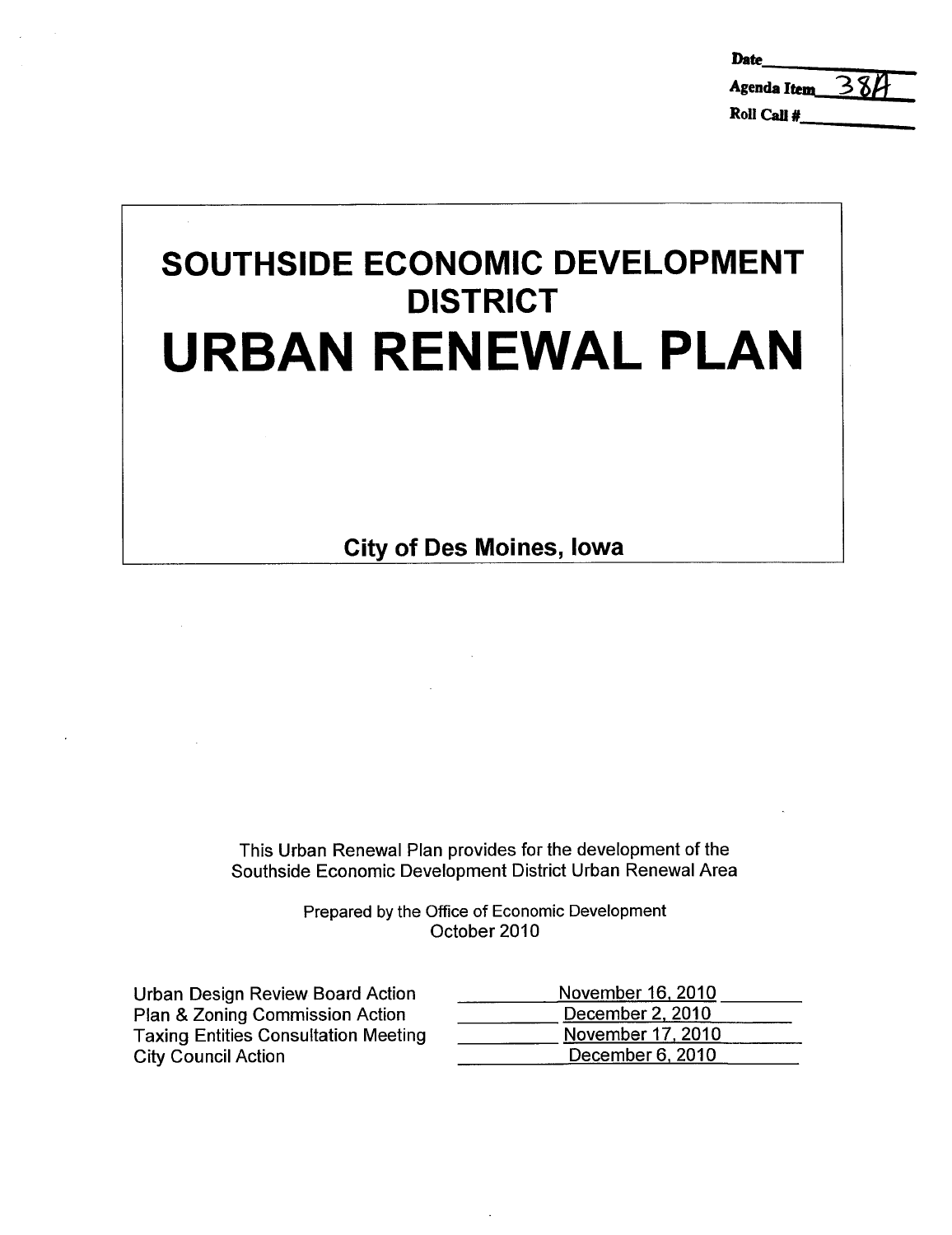Date\_\_\_\_\_\_\_\_\_\_
Agenda Item 38A
Roll Call #\_\_\_\_\_\_\_\_\_\_

# SOUTHSIDE ECONOMIC DEVELOPMENT DISTRICT

# URBAN RENEWAL PLAN

**City of Des Moines, Iowa**

This Urban Renewal Plan provides for the development of the Southside Economic Development District Urban Renewal Area

Prepared by the Office of Economic Development
October 2010

| | |
|---|---|
| Urban Design Review Board Action | November 16, 2010 |
| Plan & Zoning Commission Action | December 2, 2010 |
| Taxing Entities Consultation Meeting | November 17, 2010 |
| City Council Action | December 6, 2010 |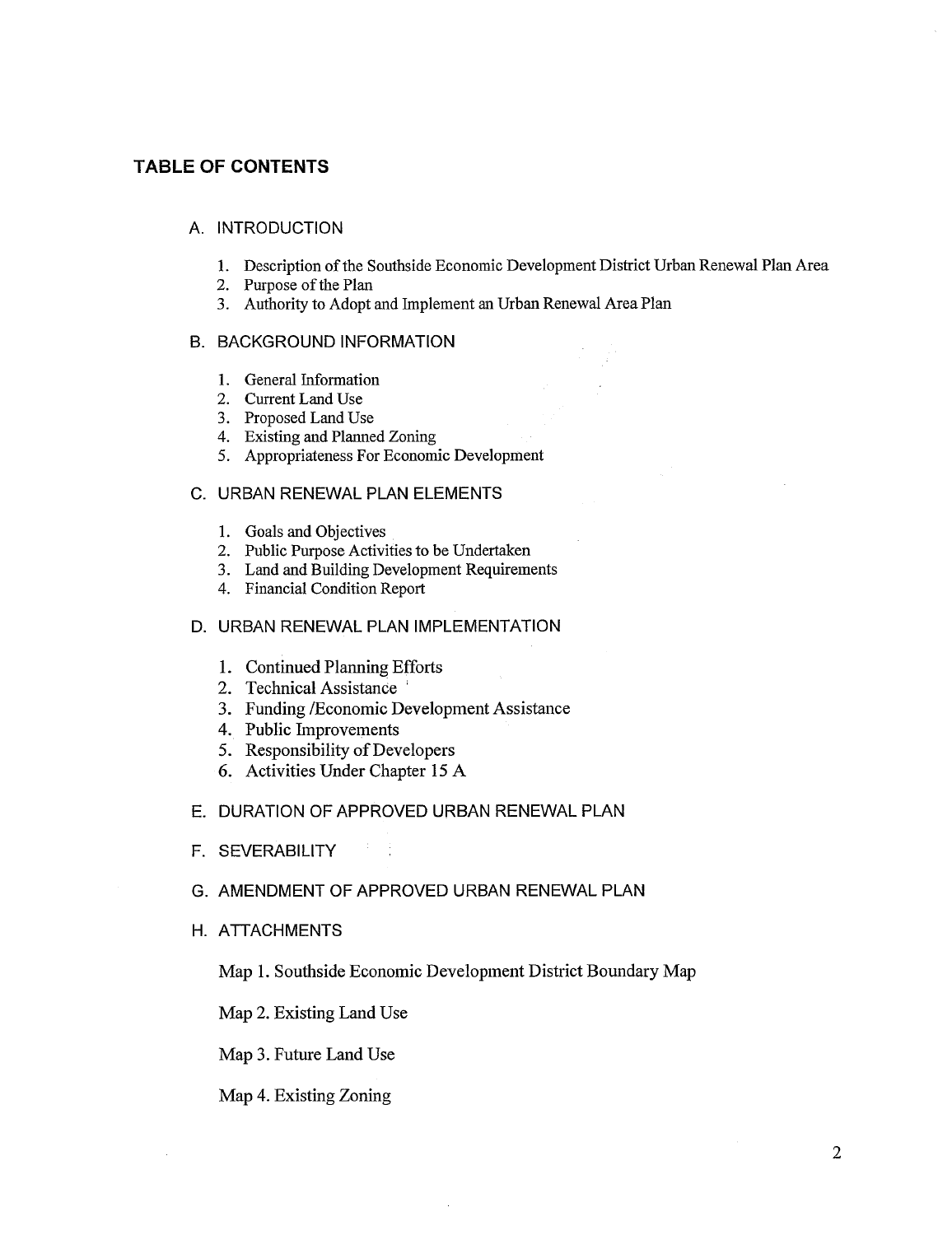## TABLE OF CONTENTS

A. INTRODUCTION

1. Description of the Southside Economic Development District Urban Renewal Plan Area
2. Purpose of the Plan
3. Authority to Adopt and Implement an Urban Renewal Area Plan

B. BACKGROUND INFORMATION

1. General Information
2. Current Land Use
3. Proposed Land Use
4. Existing and Planned Zoning
5. Appropriateness For Economic Development

C. URBAN RENEWAL PLAN ELEMENTS

1. Goals and Objectives
2. Public Purpose Activities to be Undertaken
3. Land and Building Development Requirements
4. Financial Condition Report

D. URBAN RENEWAL PLAN IMPLEMENTATION

1. Continued Planning Efforts
2. Technical Assistance
3. Funding /Economic Development Assistance
4. Public Improvements
5. Responsibility of Developers
6. Activities Under Chapter 15 A

E. DURATION OF APPROVED URBAN RENEWAL PLAN

F. SEVERABILITY

G. AMENDMENT OF APPROVED URBAN RENEWAL PLAN

H. ATTACHMENTS

Map 1. Southside Economic Development District Boundary Map

Map 2. Existing Land Use

Map 3. Future Land Use

Map 4. Existing Zoning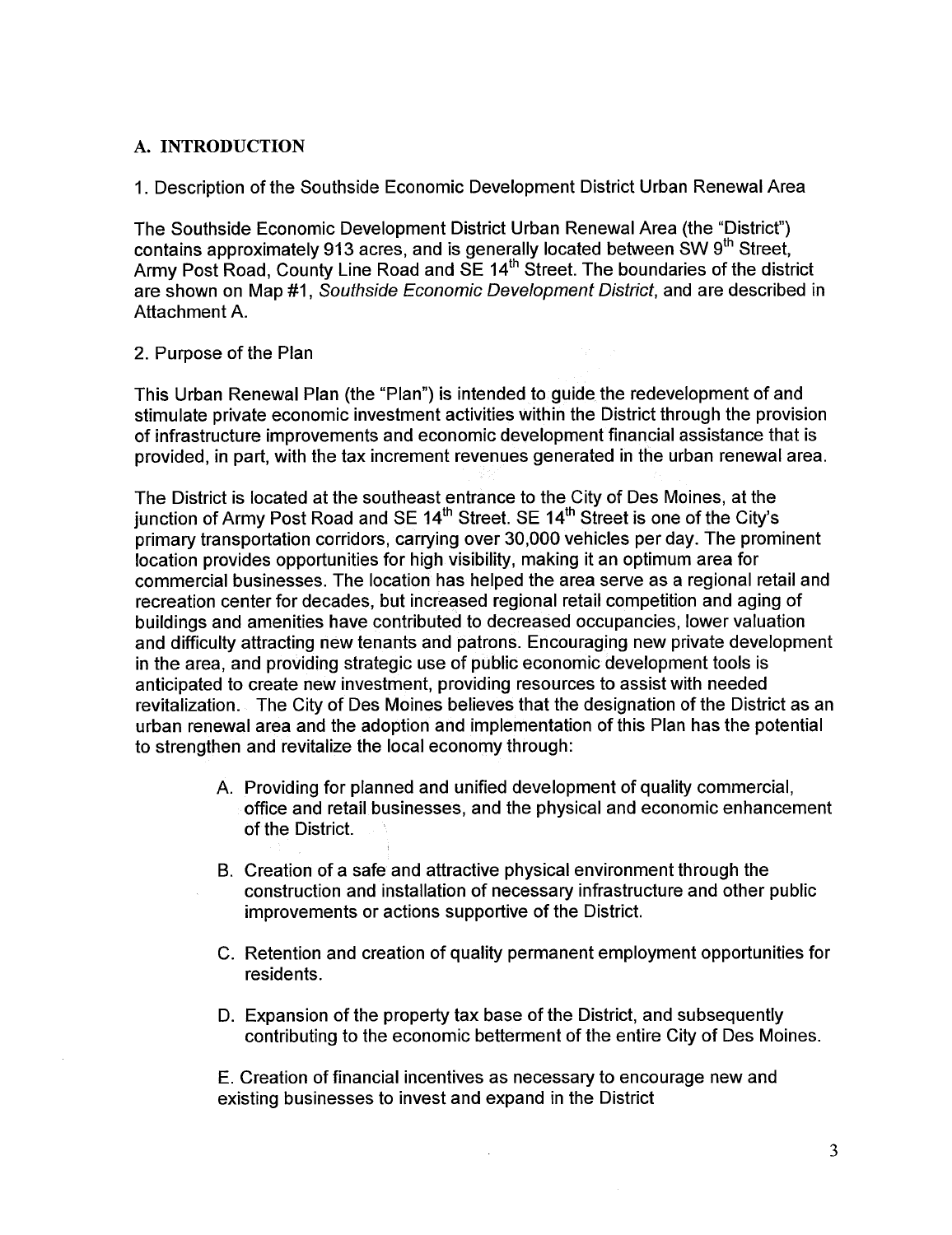## A. INTRODUCTION

1. Description of the Southside Economic Development District Urban Renewal Area

The Southside Economic Development District Urban Renewal Area (the "District") contains approximately 913 acres, and is generally located between SW 9th Street, Army Post Road, County Line Road and SE 14th Street. The boundaries of the district are shown on Map #1, *Southside Economic Development District*, and are described in Attachment A.

2. Purpose of the Plan

This Urban Renewal Plan (the "Plan") is intended to guide the redevelopment of and stimulate private economic investment activities within the District through the provision of infrastructure improvements and economic development financial assistance that is provided, in part, with the tax increment revenues generated in the urban renewal area.

The District is located at the southeast entrance to the City of Des Moines, at the junction of Army Post Road and SE 14th Street. SE 14th Street is one of the City's primary transportation corridors, carrying over 30,000 vehicles per day. The prominent location provides opportunities for high visibility, making it an optimum area for commercial businesses. The location has helped the area serve as a regional retail and recreation center for decades, but increased regional retail competition and aging of buildings and amenities have contributed to decreased occupancies, lower valuation and difficulty attracting new tenants and patrons. Encouraging new private development in the area, and providing strategic use of public economic development tools is anticipated to create new investment, providing resources to assist with needed revitalization. The City of Des Moines believes that the designation of the District as an urban renewal area and the adoption and implementation of this Plan has the potential to strengthen and revitalize the local economy through:

A. Providing for planned and unified development of quality commercial, office and retail businesses, and the physical and economic enhancement of the District.

B. Creation of a safe and attractive physical environment through the construction and installation of necessary infrastructure and other public improvements or actions supportive of the District.

C. Retention and creation of quality permanent employment opportunities for residents.

D. Expansion of the property tax base of the District, and subsequently contributing to the economic betterment of the entire City of Des Moines.

E. Creation of financial incentives as necessary to encourage new and existing businesses to invest and expand in the District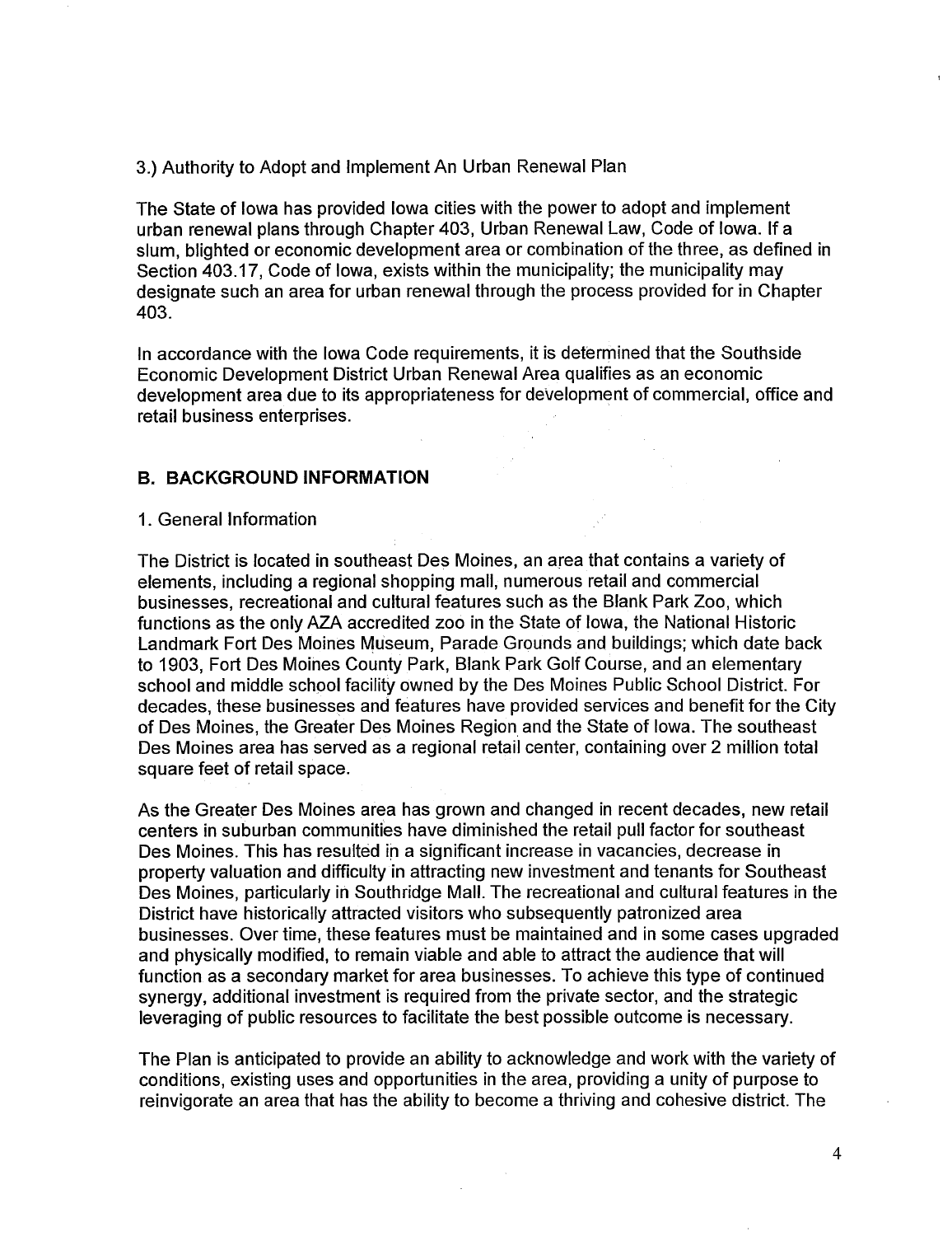3.) Authority to Adopt and Implement An Urban Renewal Plan

The State of Iowa has provided Iowa cities with the power to adopt and implement urban renewal plans through Chapter 403, Urban Renewal Law, Code of Iowa. If a slum, blighted or economic development area or combination of the three, as defined in Section 403.17, Code of Iowa, exists within the municipality; the municipality may designate such an area for urban renewal through the process provided for in Chapter 403.

In accordance with the Iowa Code requirements, it is determined that the Southside Economic Development District Urban Renewal Area qualifies as an economic development area due to its appropriateness for development of commercial, office and retail business enterprises.

## B. BACKGROUND INFORMATION

1. General Information

The District is located in southeast Des Moines, an area that contains a variety of elements, including a regional shopping mall, numerous retail and commercial businesses, recreational and cultural features such as the Blank Park Zoo, which functions as the only AZA accredited zoo in the State of Iowa, the National Historic Landmark Fort Des Moines Museum, Parade Grounds and buildings; which date back to 1903, Fort Des Moines County Park, Blank Park Golf Course, and an elementary school and middle school facility owned by the Des Moines Public School District. For decades, these businesses and features have provided services and benefit for the City of Des Moines, the Greater Des Moines Region and the State of Iowa. The southeast Des Moines area has served as a regional retail center, containing over 2 million total square feet of retail space.

As the Greater Des Moines area has grown and changed in recent decades, new retail centers in suburban communities have diminished the retail pull factor for southeast Des Moines. This has resulted in a significant increase in vacancies, decrease in property valuation and difficulty in attracting new investment and tenants for Southeast Des Moines, particularly in Southridge Mall. The recreational and cultural features in the District have historically attracted visitors who subsequently patronized area businesses. Over time, these features must be maintained and in some cases upgraded and physically modified, to remain viable and able to attract the audience that will function as a secondary market for area businesses. To achieve this type of continued synergy, additional investment is required from the private sector, and the strategic leveraging of public resources to facilitate the best possible outcome is necessary.

The Plan is anticipated to provide an ability to acknowledge and work with the variety of conditions, existing uses and opportunities in the area, providing a unity of purpose to reinvigorate an area that has the ability to become a thriving and cohesive district. The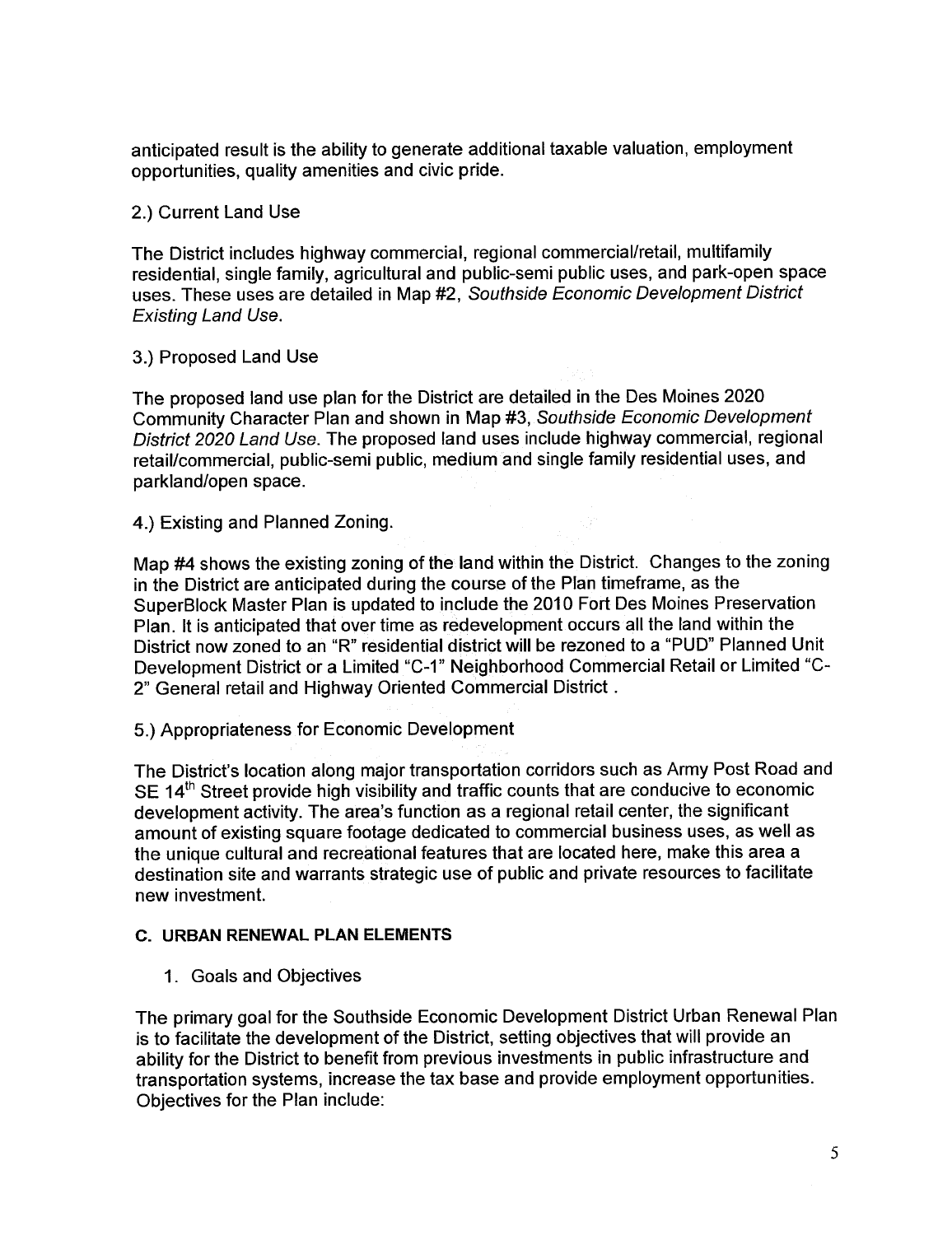anticipated result is the ability to generate additional taxable valuation, employment opportunities, quality amenities and civic pride.

2.) Current Land Use

The District includes highway commercial, regional commercial/retail, multifamily residential, single family, agricultural and public-semi public uses, and park-open space uses. These uses are detailed in Map #2, *Southside Economic Development District Existing Land Use.*

3.) Proposed Land Use

The proposed land use plan for the District are detailed in the Des Moines 2020 Community Character Plan and shown in Map #3, *Southside Economic Development District 2020 Land Use.* The proposed land uses include highway commercial, regional retail/commercial, public-semi public, medium and single family residential uses, and parkland/open space.

4.) Existing and Planned Zoning.

Map #4 shows the existing zoning of the land within the District. Changes to the zoning in the District are anticipated during the course of the Plan timeframe, as the SuperBlock Master Plan is updated to include the 2010 Fort Des Moines Preservation Plan. It is anticipated that over time as redevelopment occurs all the land within the District now zoned to an "R" residential district will be rezoned to a "PUD" Planned Unit Development District or a Limited "C-1" Neighborhood Commercial Retail or Limited "C-2" General retail and Highway Oriented Commercial District .

5.) Appropriateness for Economic Development

The District's location along major transportation corridors such as Army Post Road and SE 14th Street provide high visibility and traffic counts that are conducive to economic development activity. The area's function as a regional retail center, the significant amount of existing square footage dedicated to commercial business uses, as well as the unique cultural and recreational features that are located here, make this area a destination site and warrants strategic use of public and private resources to facilitate new investment.

## C. URBAN RENEWAL PLAN ELEMENTS

1. Goals and Objectives

The primary goal for the Southside Economic Development District Urban Renewal Plan is to facilitate the development of the District, setting objectives that will provide an ability for the District to benefit from previous investments in public infrastructure and transportation systems, increase the tax base and provide employment opportunities. Objectives for the Plan include: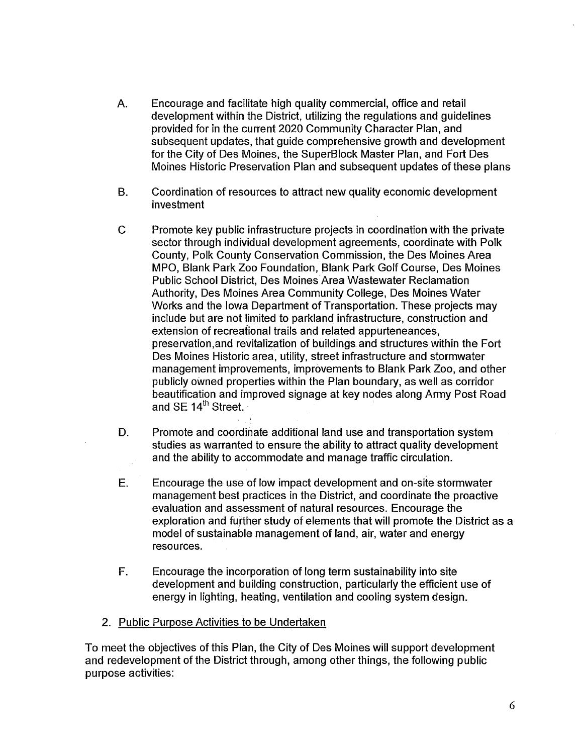A. Encourage and facilitate high quality commercial, office and retail development within the District, utilizing the regulations and guidelines provided for in the current 2020 Community Character Plan, and subsequent updates, that guide comprehensive growth and development for the City of Des Moines, the SuperBlock Master Plan, and Fort Des Moines Historic Preservation Plan and subsequent updates of these plans

B. Coordination of resources to attract new quality economic development investment

C Promote key public infrastructure projects in coordination with the private sector through individual development agreements, coordinate with Polk County, Polk County Conservation Commission, the Des Moines Area MPO, Blank Park Zoo Foundation, Blank Park Golf Course, Des Moines Public School District, Des Moines Area Wastewater Reclamation Authority, Des Moines Area Community College, Des Moines Water Works and the Iowa Department of Transportation. These projects may include but are not limited to parkland infrastructure, construction and extension of recreational trails and related appurteneances, preservation,and revitalization of buildings and structures within the Fort Des Moines Historic area, utility, street infrastructure and stormwater management improvements, improvements to Blank Park Zoo, and other publicly owned properties within the Plan boundary, as well as corridor beautification and improved signage at key nodes along Army Post Road and SE 14th Street.

D. Promote and coordinate additional land use and transportation system studies as warranted to ensure the ability to attract quality development and the ability to accommodate and manage traffic circulation.

E. Encourage the use of low impact development and on-site stormwater management best practices in the District, and coordinate the proactive evaluation and assessment of natural resources. Encourage the exploration and further study of elements that will promote the District as a model of sustainable management of land, air, water and energy resources.

F. Encourage the incorporation of long term sustainability into site development and building construction, particularly the efficient use of energy in lighting, heating, ventilation and cooling system design.

2. Public Purpose Activities to be Undertaken

To meet the objectives of this Plan, the City of Des Moines will support development and redevelopment of the District through, among other things, the following public purpose activities: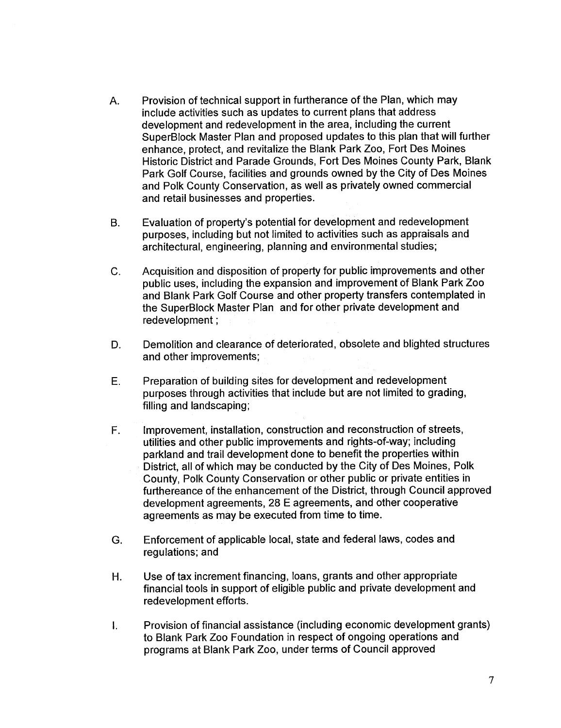A. Provision of technical support in furtherance of the Plan, which may include activities such as updates to current plans that address development and redevelopment in the area, including the current SuperBlock Master Plan and proposed updates to this plan that will further enhance, protect, and revitalize the Blank Park Zoo, Fort Des Moines Historic District and Parade Grounds, Fort Des Moines County Park, Blank Park Golf Course, facilities and grounds owned by the City of Des Moines and Polk County Conservation, as well as privately owned commercial and retail businesses and properties.

B. Evaluation of property's potential for development and redevelopment purposes, including but not limited to activities such as appraisals and architectural, engineering, planning and environmental studies;

C. Acquisition and disposition of property for public improvements and other public uses, including the expansion and improvement of Blank Park Zoo and Blank Park Golf Course and other property transfers contemplated in the SuperBlock Master Plan and for other private development and redevelopment ;

D. Demolition and clearance of deteriorated, obsolete and blighted structures and other improvements;

E. Preparation of building sites for development and redevelopment purposes through activities that include but are not limited to grading, filling and landscaping;

F. Improvement, installation, construction and reconstruction of streets, utilities and other public improvements and rights-of-way; including parkland and trail development done to benefit the properties within District, all of which may be conducted by the City of Des Moines, Polk County, Polk County Conservation or other public or private entities in furthereance of the enhancement of the District, through Council approved development agreements, 28 E agreements, and other cooperative agreements as may be executed from time to time.

G. Enforcement of applicable local, state and federal laws, codes and regulations; and

H. Use of tax increment financing, loans, grants and other appropriate financial tools in support of eligible public and private development and redevelopment efforts.

I. Provision of financial assistance (including economic development grants) to Blank Park Zoo Foundation in respect of ongoing operations and programs at Blank Park Zoo, under terms of Council approved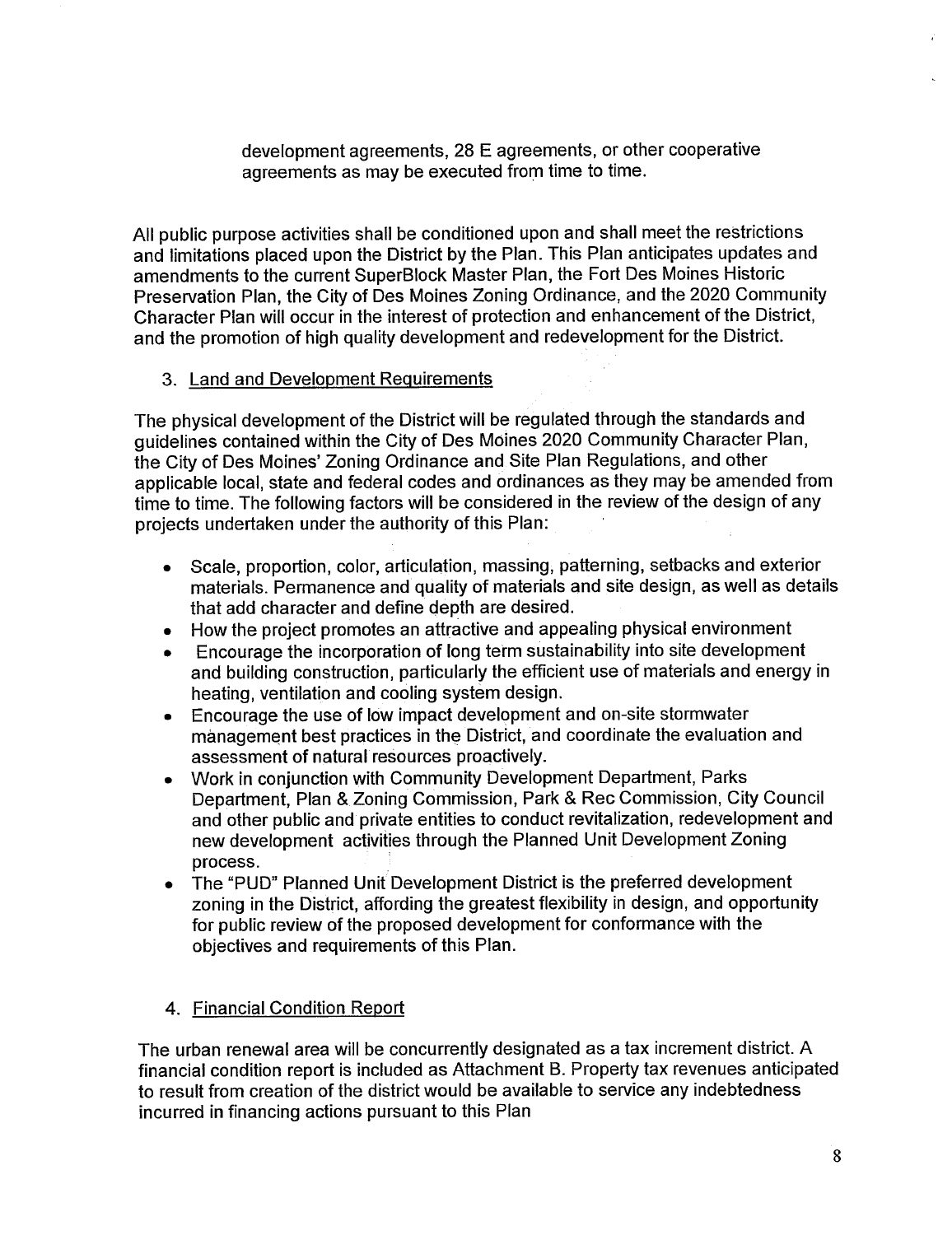development agreements, 28 E agreements, or other cooperative agreements as may be executed from time to time.

All public purpose activities shall be conditioned upon and shall meet the restrictions and limitations placed upon the District by the Plan. This Plan anticipates updates and amendments to the current SuperBlock Master Plan, the Fort Des Moines Historic Preservation Plan, the City of Des Moines Zoning Ordinance, and the 2020 Community Character Plan will occur in the interest of protection and enhancement of the District, and the promotion of high quality development and redevelopment for the District.

3. <u>Land and Development Requirements</u>

The physical development of the District will be regulated through the standards and guidelines contained within the City of Des Moines 2020 Community Character Plan, the City of Des Moines' Zoning Ordinance and Site Plan Regulations, and other applicable local, state and federal codes and ordinances as they may be amended from time to time. The following factors will be considered in the review of the design of any projects undertaken under the authority of this Plan:

- Scale, proportion, color, articulation, massing, patterning, setbacks and exterior materials. Permanence and quality of materials and site design, as well as details that add character and define depth are desired.
- How the project promotes an attractive and appealing physical environment
- Encourage the incorporation of long term sustainability into site development and building construction, particularly the efficient use of materials and energy in heating, ventilation and cooling system design.
- Encourage the use of low impact development and on-site stormwater management best practices in the District, and coordinate the evaluation and assessment of natural resources proactively.
- Work in conjunction with Community Development Department, Parks Department, Plan & Zoning Commission, Park & Rec Commission, City Council and other public and private entities to conduct revitalization, redevelopment and new development activities through the Planned Unit Development Zoning process.
- The "PUD" Planned Unit Development District is the preferred development zoning in the District, affording the greatest flexibility in design, and opportunity for public review of the proposed development for conformance with the objectives and requirements of this Plan.

4. <u>Financial Condition Report</u>

The urban renewal area will be concurrently designated as a tax increment district. A financial condition report is included as Attachment B. Property tax revenues anticipated to result from creation of the district would be available to service any indebtedness incurred in financing actions pursuant to this Plan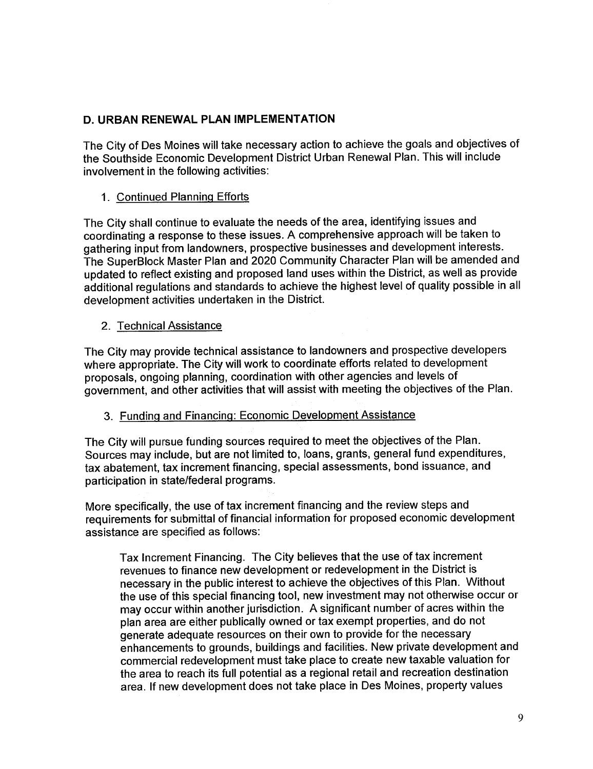## D. URBAN RENEWAL PLAN IMPLEMENTATION

The City of Des Moines will take necessary action to achieve the goals and objectives of the Southside Economic Development District Urban Renewal Plan. This will include involvement in the following activities:

### 1. Continued Planning Efforts

The City shall continue to evaluate the needs of the area, identifying issues and coordinating a response to these issues. A comprehensive approach will be taken to gathering input from landowners, prospective businesses and development interests. The SuperBlock Master Plan and 2020 Community Character Plan will be amended and updated to reflect existing and proposed land uses within the District, as well as provide additional regulations and standards to achieve the highest level of quality possible in all development activities undertaken in the District.

### 2. Technical Assistance

The City may provide technical assistance to landowners and prospective developers where appropriate. The City will work to coordinate efforts related to development proposals, ongoing planning, coordination with other agencies and levels of government, and other activities that will assist with meeting the objectives of the Plan.

### 3. Funding and Financing: Economic Development Assistance

The City will pursue funding sources required to meet the objectives of the Plan. Sources may include, but are not limited to, loans, grants, general fund expenditures, tax abatement, tax increment financing, special assessments, bond issuance, and participation in state/federal programs.

More specifically, the use of tax increment financing and the review steps and requirements for submittal of financial information for proposed economic development assistance are specified as follows:

> Tax Increment Financing. The City believes that the use of tax increment revenues to finance new development or redevelopment in the District is necessary in the public interest to achieve the objectives of this Plan. Without the use of this special financing tool, new investment may not otherwise occur or may occur within another jurisdiction. A significant number of acres within the plan area are either publically owned or tax exempt properties, and do not generate adequate resources on their own to provide for the necessary enhancements to grounds, buildings and facilities. New private development and commercial redevelopment must take place to create new taxable valuation for the area to reach its full potential as a regional retail and recreation destination area. If new development does not take place in Des Moines, property values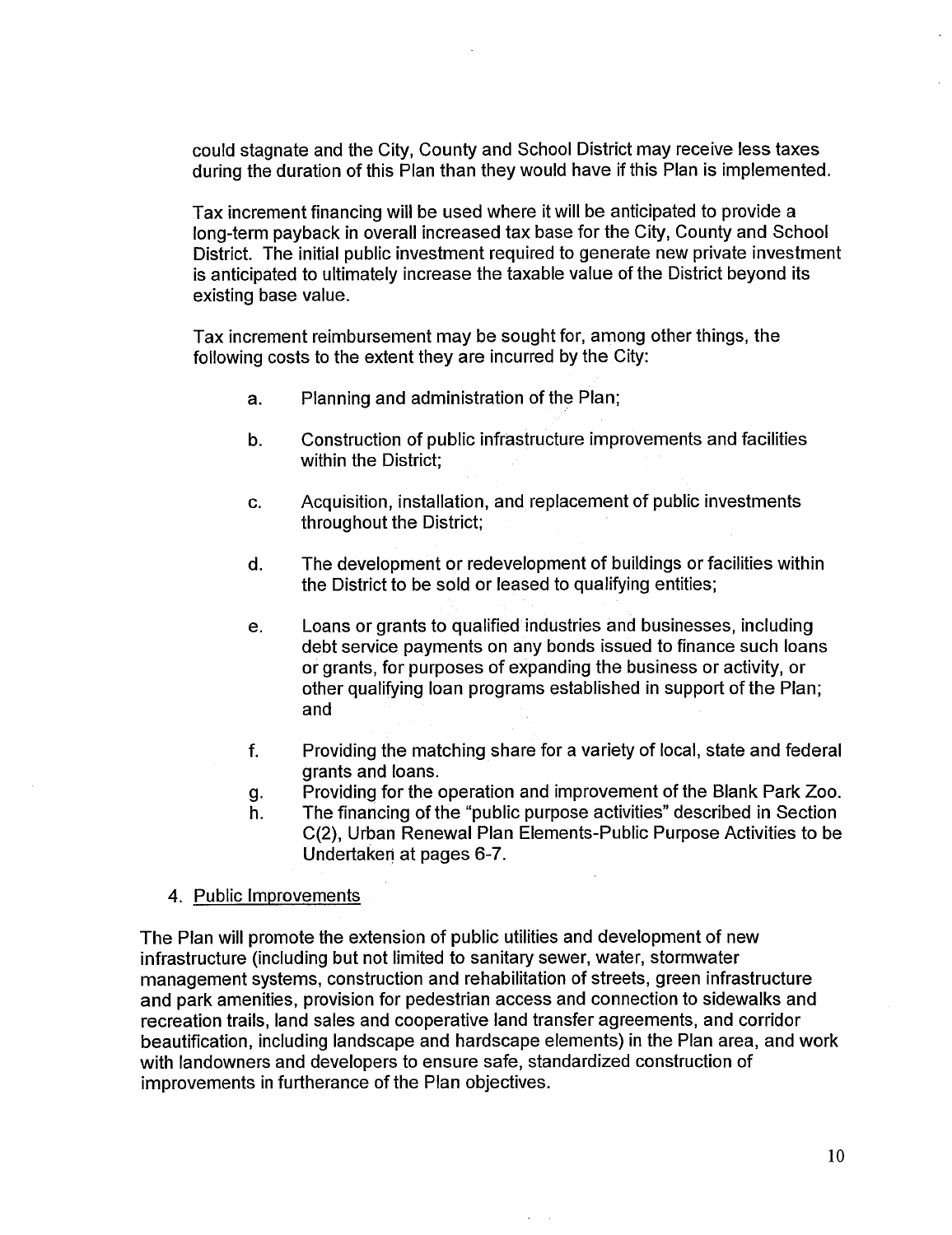could stagnate and the City, County and School District may receive less taxes during the duration of this Plan than they would have if this Plan is implemented.

Tax increment financing will be used where it will be anticipated to provide a long-term payback in overall increased tax base for the City, County and School District. The initial public investment required to generate new private investment is anticipated to ultimately increase the taxable value of the District beyond its existing base value.

Tax increment reimbursement may be sought for, among other things, the following costs to the extent they are incurred by the City:

a. Planning and administration of the Plan;

b. Construction of public infrastructure improvements and facilities within the District;

c. Acquisition, installation, and replacement of public investments throughout the District;

d. The development or redevelopment of buildings or facilities within the District to be sold or leased to qualifying entities;

e. Loans or grants to qualified industries and businesses, including debt service payments on any bonds issued to finance such loans or grants, for purposes of expanding the business or activity, or other qualifying loan programs established in support of the Plan; and

f. Providing the matching share for a variety of local, state and federal grants and loans.

g. Providing for the operation and improvement of the Blank Park Zoo.

h. The financing of the "public purpose activities" described in Section C(2), Urban Renewal Plan Elements-Public Purpose Activities to be Undertaken at pages 6-7.

4. Public Improvements

The Plan will promote the extension of public utilities and development of new infrastructure (including but not limited to sanitary sewer, water, stormwater management systems, construction and rehabilitation of streets, green infrastructure and park amenities, provision for pedestrian access and connection to sidewalks and recreation trails, land sales and cooperative land transfer agreements, and corridor beautification, including landscape and hardscape elements) in the Plan area, and work with landowners and developers to ensure safe, standardized construction of improvements in furtherance of the Plan objectives.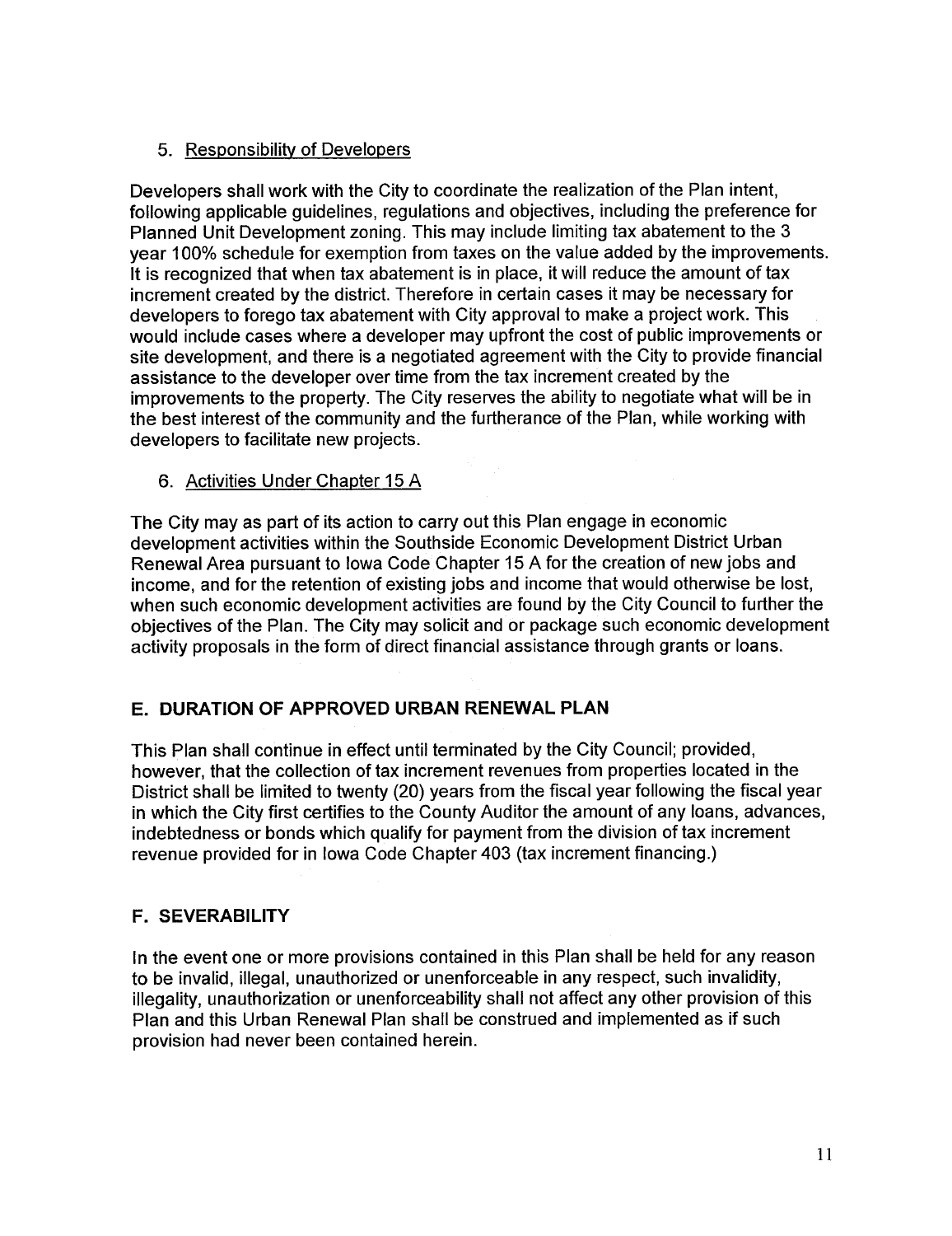5. Responsibility of Developers

Developers shall work with the City to coordinate the realization of the Plan intent, following applicable guidelines, regulations and objectives, including the preference for Planned Unit Development zoning. This may include limiting tax abatement to the 3 year 100% schedule for exemption from taxes on the value added by the improvements. It is recognized that when tax abatement is in place, it will reduce the amount of tax increment created by the district. Therefore in certain cases it may be necessary for developers to forego tax abatement with City approval to make a project work. This would include cases where a developer may upfront the cost of public improvements or site development, and there is a negotiated agreement with the City to provide financial assistance to the developer over time from the tax increment created by the improvements to the property. The City reserves the ability to negotiate what will be in the best interest of the community and the furtherance of the Plan, while working with developers to facilitate new projects.

6. Activities Under Chapter 15 A

The City may as part of its action to carry out this Plan engage in economic development activities within the Southside Economic Development District Urban Renewal Area pursuant to Iowa Code Chapter 15 A for the creation of new jobs and income, and for the retention of existing jobs and income that would otherwise be lost, when such economic development activities are found by the City Council to further the objectives of the Plan. The City may solicit and or package such economic development activity proposals in the form of direct financial assistance through grants or loans.

## E. DURATION OF APPROVED URBAN RENEWAL PLAN

This Plan shall continue in effect until terminated by the City Council; provided, however, that the collection of tax increment revenues from properties located in the District shall be limited to twenty (20) years from the fiscal year following the fiscal year in which the City first certifies to the County Auditor the amount of any loans, advances, indebtedness or bonds which qualify for payment from the division of tax increment revenue provided for in Iowa Code Chapter 403 (tax increment financing.)

## F. SEVERABILITY

In the event one or more provisions contained in this Plan shall be held for any reason to be invalid, illegal, unauthorized or unenforceable in any respect, such invalidity, illegality, unauthorization or unenforceability shall not affect any other provision of this Plan and this Urban Renewal Plan shall be construed and implemented as if such provision had never been contained herein.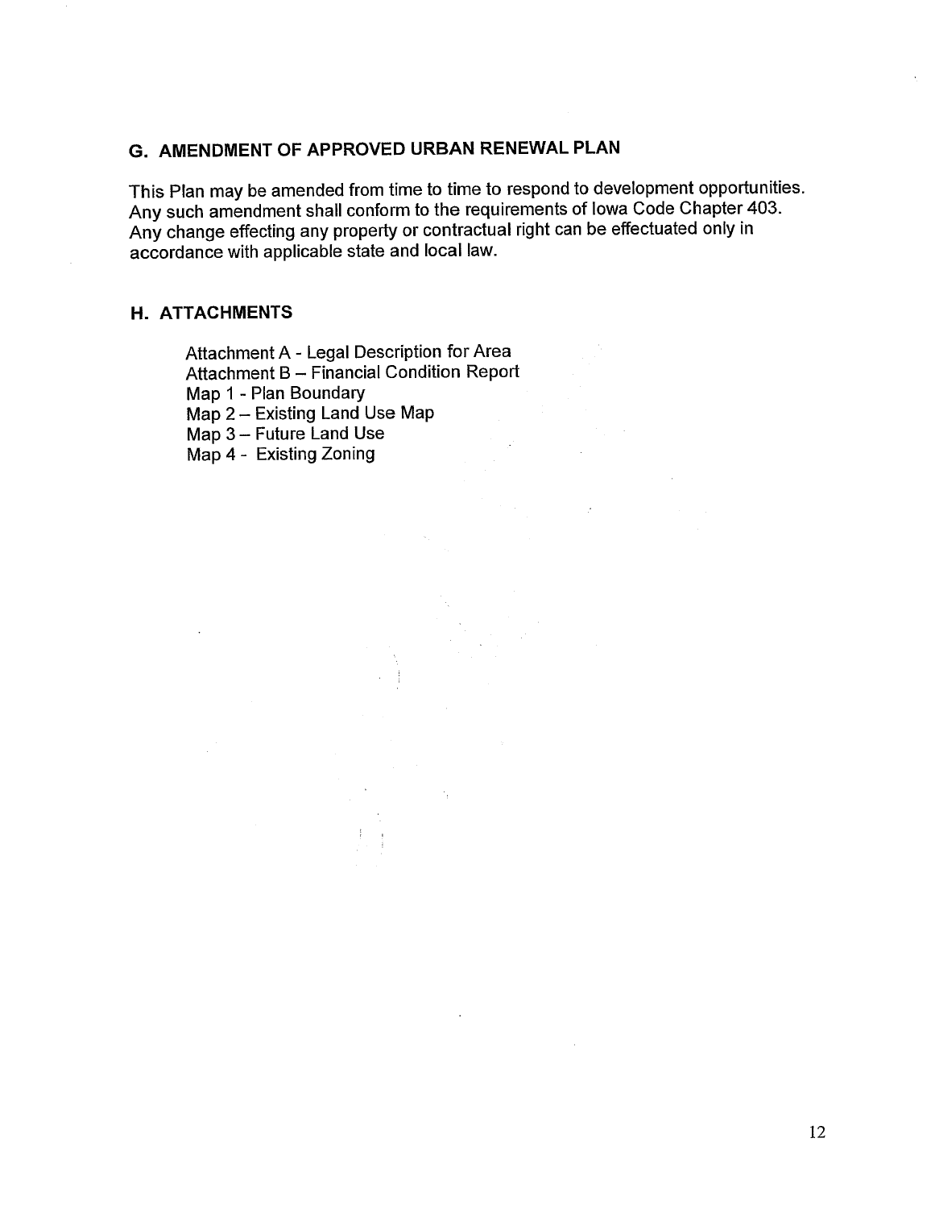## G. AMENDMENT OF APPROVED URBAN RENEWAL PLAN

This Plan may be amended from time to time to respond to development opportunities. Any such amendment shall conform to the requirements of Iowa Code Chapter 403. Any change effecting any property or contractual right can be effectuated only in accordance with applicable state and local law.

## H. ATTACHMENTS

Attachment A - Legal Description for Area
Attachment B – Financial Condition Report
Map 1 - Plan Boundary
Map 2 – Existing Land Use Map
Map 3 – Future Land Use
Map 4 - Existing Zoning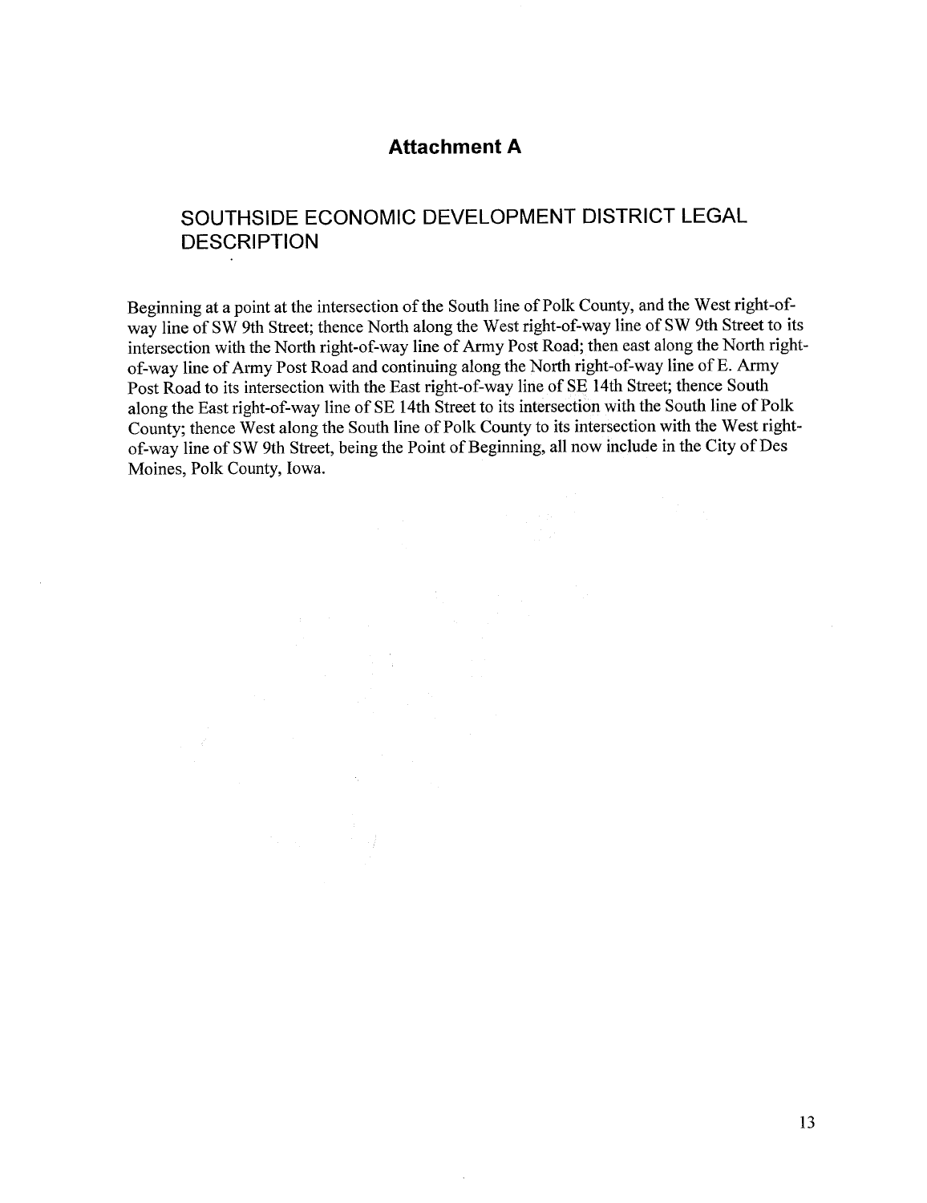# Attachment A

## SOUTHSIDE ECONOMIC DEVELOPMENT DISTRICT LEGAL DESCRIPTION

Beginning at a point at the intersection of the South line of Polk County, and the West right-of-way line of SW 9th Street; thence North along the West right-of-way line of SW 9th Street to its intersection with the North right-of-way line of Army Post Road; then east along the North right-of-way line of Army Post Road and continuing along the North right-of-way line of E. Army Post Road to its intersection with the East right-of-way line of SE 14th Street; thence South along the East right-of-way line of SE 14th Street to its intersection with the South line of Polk County; thence West along the South line of Polk County to its intersection with the West right-of-way line of SW 9th Street, being the Point of Beginning, all now include in the City of Des Moines, Polk County, Iowa.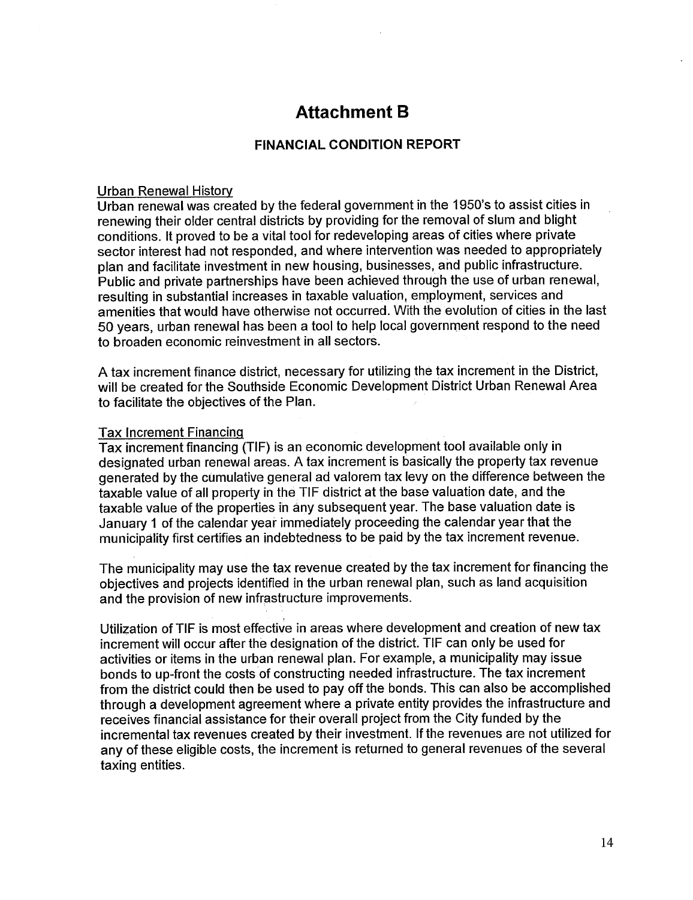# Attachment B

## FINANCIAL CONDITION REPORT

Urban Renewal History

Urban renewal was created by the federal government in the 1950's to assist cities in renewing their older central districts by providing for the removal of slum and blight conditions. It proved to be a vital tool for redeveloping areas of cities where private sector interest had not responded, and where intervention was needed to appropriately plan and facilitate investment in new housing, businesses, and public infrastructure. Public and private partnerships have been achieved through the use of urban renewal, resulting in substantial increases in taxable valuation, employment, services and amenities that would have otherwise not occurred. With the evolution of cities in the last 50 years, urban renewal has been a tool to help local government respond to the need to broaden economic reinvestment in all sectors.

A tax increment finance district, necessary for utilizing the tax increment in the District, will be created for the Southside Economic Development District Urban Renewal Area to facilitate the objectives of the Plan.

Tax Increment Financing

Tax increment financing (TIF) is an economic development tool available only in designated urban renewal areas. A tax increment is basically the property tax revenue generated by the cumulative general ad valorem tax levy on the difference between the taxable value of all property in the TIF district at the base valuation date, and the taxable value of the properties in any subsequent year. The base valuation date is January 1 of the calendar year immediately proceeding the calendar year that the municipality first certifies an indebtedness to be paid by the tax increment revenue.

The municipality may use the tax revenue created by the tax increment for financing the objectives and projects identified in the urban renewal plan, such as land acquisition and the provision of new infrastructure improvements.

Utilization of TIF is most effective in areas where development and creation of new tax increment will occur after the designation of the district. TIF can only be used for activities or items in the urban renewal plan. For example, a municipality may issue bonds to up-front the costs of constructing needed infrastructure. The tax increment from the district could then be used to pay off the bonds. This can also be accomplished through a development agreement where a private entity provides the infrastructure and receives financial assistance for their overall project from the City funded by the incremental tax revenues created by their investment. If the revenues are not utilized for any of these eligible costs, the increment is returned to general revenues of the several taxing entities.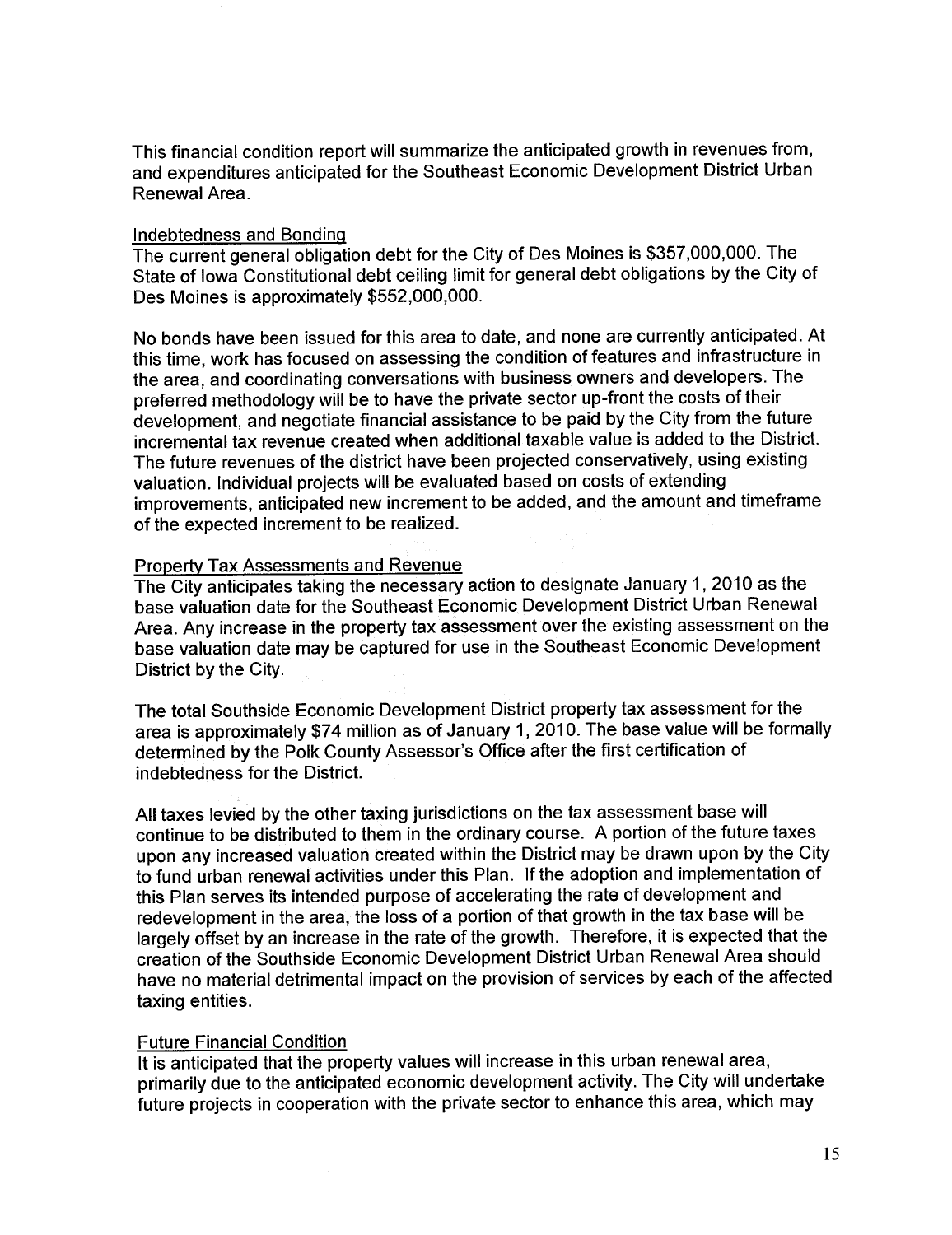This financial condition report will summarize the anticipated growth in revenues from, and expenditures anticipated for the Southeast Economic Development District Urban Renewal Area.

### Indebtedness and Bonding

The current general obligation debt for the City of Des Moines is $357,000,000. The State of Iowa Constitutional debt ceiling limit for general debt obligations by the City of Des Moines is approximately $552,000,000.

No bonds have been issued for this area to date, and none are currently anticipated. At this time, work has focused on assessing the condition of features and infrastructure in the area, and coordinating conversations with business owners and developers. The preferred methodology will be to have the private sector up-front the costs of their development, and negotiate financial assistance to be paid by the City from the future incremental tax revenue created when additional taxable value is added to the District. The future revenues of the district have been projected conservatively, using existing valuation. Individual projects will be evaluated based on costs of extending improvements, anticipated new increment to be added, and the amount and timeframe of the expected increment to be realized.

### Property Tax Assessments and Revenue

The City anticipates taking the necessary action to designate January 1, 2010 as the base valuation date for the Southeast Economic Development District Urban Renewal Area. Any increase in the property tax assessment over the existing assessment on the base valuation date may be captured for use in the Southeast Economic Development District by the City.

The total Southside Economic Development District property tax assessment for the area is approximately $74 million as of January 1, 2010. The base value will be formally determined by the Polk County Assessor's Office after the first certification of indebtedness for the District.

All taxes levied by the other taxing jurisdictions on the tax assessment base will continue to be distributed to them in the ordinary course. A portion of the future taxes upon any increased valuation created within the District may be drawn upon by the City to fund urban renewal activities under this Plan. If the adoption and implementation of this Plan serves its intended purpose of accelerating the rate of development and redevelopment in the area, the loss of a portion of that growth in the tax base will be largely offset by an increase in the rate of the growth. Therefore, it is expected that the creation of the Southside Economic Development District Urban Renewal Area should have no material detrimental impact on the provision of services by each of the affected taxing entities.

### Future Financial Condition

It is anticipated that the property values will increase in this urban renewal area, primarily due to the anticipated economic development activity. The City will undertake future projects in cooperation with the private sector to enhance this area, which may